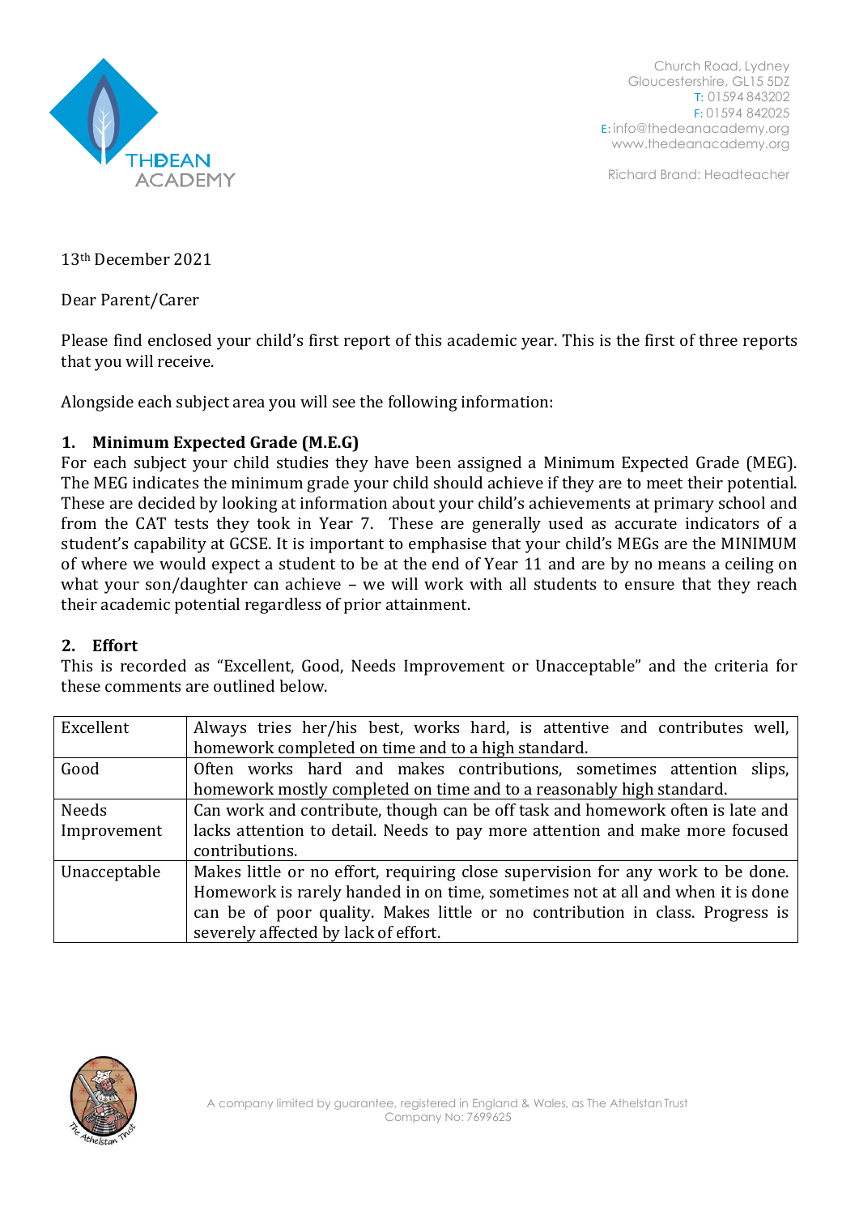THE DEAN ACADEMY

Church Road, Lydney
Gloucestershire, GL15 5DZ
T: 01594 843202
F: 01594 842025
E: info@thedeanacademy.org
www.thedeanacademy.org

Richard Brand: Headteacher

13th December 2021

Dear Parent/Carer

Please find enclosed your child's first report of this academic year. This is the first of three reports that you will receive.

Alongside each subject area you will see the following information:

1. **Minimum Expected Grade (M.E.G)**

For each subject your child studies they have been assigned a Minimum Expected Grade (MEG). The MEG indicates the minimum grade your child should achieve if they are to meet their potential. These are decided by looking at information about your child's achievements at primary school and from the CAT tests they took in Year 7. These are generally used as accurate indicators of a student's capability at GCSE. It is important to emphasise that your child's MEGs are the MINIMUM of where we would expect a student to be at the end of Year 11 and are by no means a ceiling on what your son/daughter can achieve – we will work with all students to ensure that they reach their academic potential regardless of prior attainment.

2. **Effort**

This is recorded as "Excellent, Good, Needs Improvement or Unacceptable" and the criteria for these comments are outlined below.

| | |
|---|---|
| Excellent | Always tries her/his best, works hard, is attentive and contributes well, homework completed on time and to a high standard. |
| Good | Often works hard and makes contributions, sometimes attention slips, homework mostly completed on time and to a reasonably high standard. |
| Needs Improvement | Can work and contribute, though can be off task and homework often is late and lacks attention to detail. Needs to pay more attention and make more focused contributions. |
| Unacceptable | Makes little or no effort, requiring close supervision for any work to be done. Homework is rarely handed in on time, sometimes not at all and when it is done can be of poor quality. Makes little or no contribution in class. Progress is severely affected by lack of effort. |

A company limited by guarantee, registered in England & Wales, as The Athelstan Trust
Company No: 7699625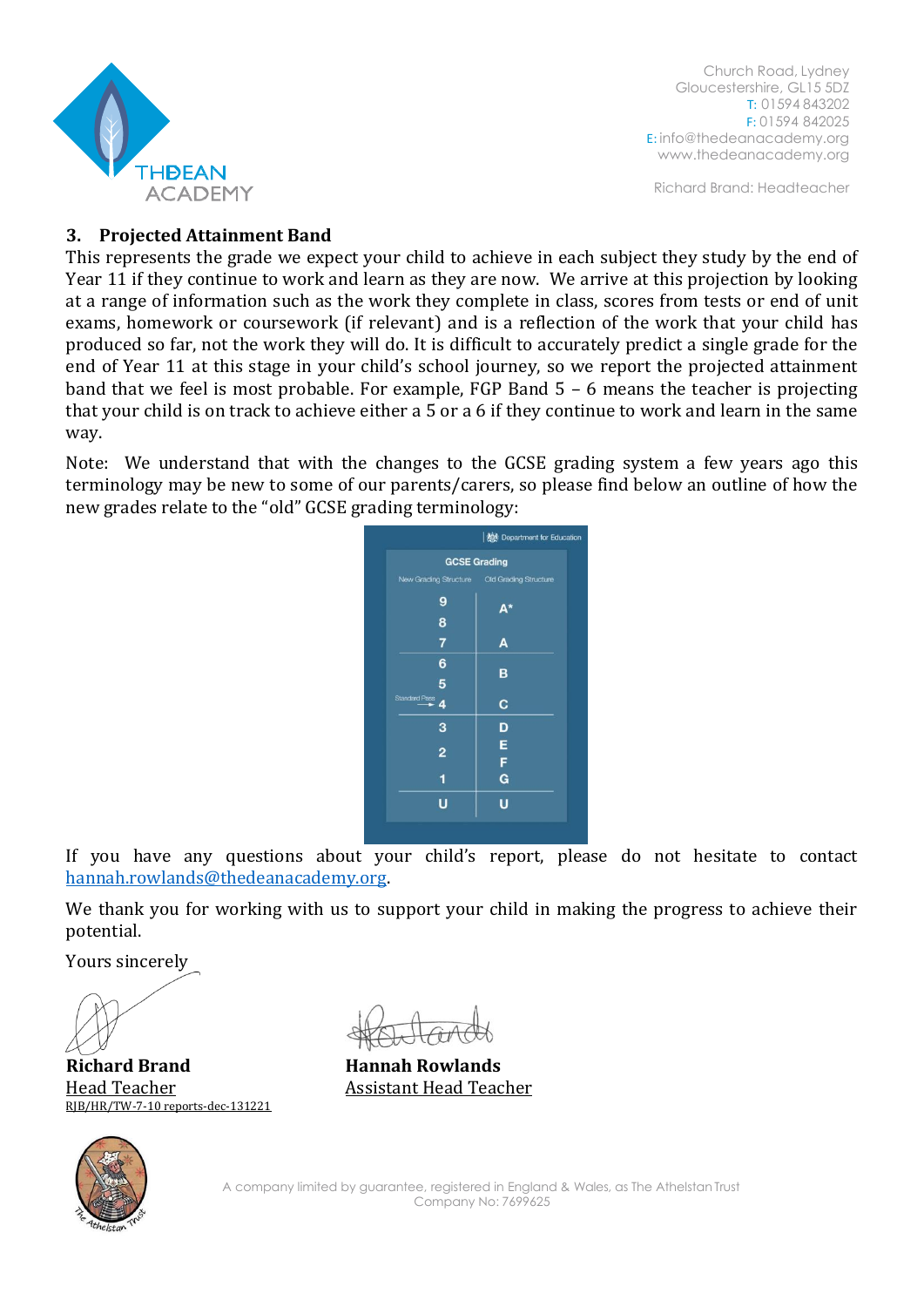## 3. Projected Attainment Band

This represents the grade we expect your child to achieve in each subject they study by the end of Year 11 if they continue to work and learn as they are now. We arrive at this projection by looking at a range of information such as the work they complete in class, scores from tests or end of unit exams, homework or coursework (if relevant) and is a reflection of the work that your child has produced so far, not the work they will do. It is difficult to accurately predict a single grade for the end of Year 11 at this stage in your child's school journey, so we report the projected attainment band that we feel is most probable. For example, FGP Band 5 – 6 means the teacher is projecting that your child is on track to achieve either a 5 or a 6 if they continue to work and learn in the same way.

Note: We understand that with the changes to the GCSE grading system a few years ago this terminology may be new to some of our parents/carers, so please find below an outline of how the new grades relate to the "old" GCSE grading terminology:

Department for Education

**GCSE Grading**

| New Grading Structure | Old Grading Structure |
|---|---|
| 9, 8 | A* |
| 7 | A |
| 6, 5 | B |
| Standard Pass → 4 | C |
| 3 | D |
| 2 | E, F |
| 1 | G |
| U | U |

If you have any questions about your child's report, please do not hesitate to contact hannah.rowlands@thedeanacademy.org.

We thank you for working with us to support your child in making the progress to achieve their potential.

Yours sincerely

**Richard Brand**
Head Teacher
RJB/HR/TW-7-10 reports-dec-131221

**Hannah Rowlands**
Assistant Head Teacher